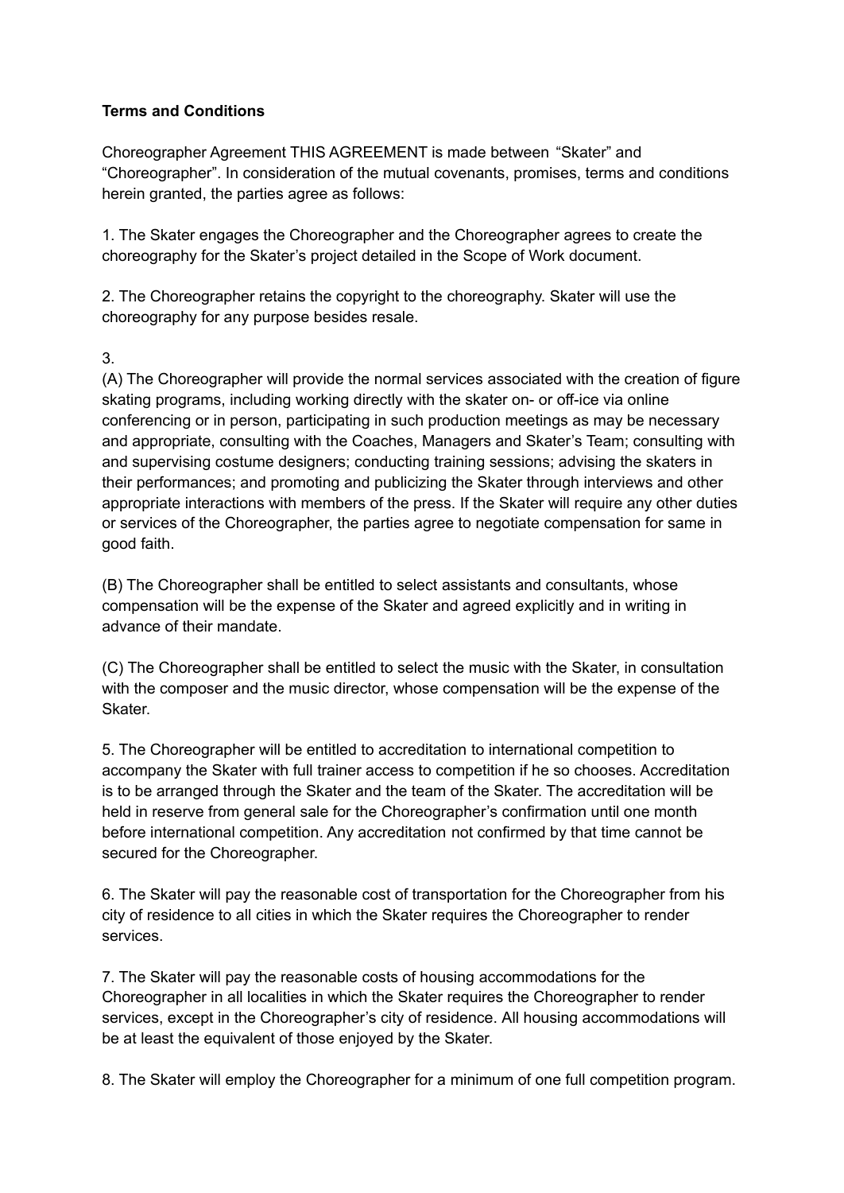**Terms and Conditions**

Choreographer Agreement THIS AGREEMENT is made between "Skater" and "Choreographer". In consideration of the mutual covenants, promises, terms and conditions herein granted, the parties agree as follows:

1. The Skater engages the Choreographer and the Choreographer agrees to create the choreography for the Skater's project detailed in the Scope of Work document.

2. The Choreographer retains the copyright to the choreography. Skater will use the choreography for any purpose besides resale.

3.

(A) The Choreographer will provide the normal services associated with the creation of figure skating programs, including working directly with the skater on- or off-ice via online conferencing or in person, participating in such production meetings as may be necessary and appropriate, consulting with the Coaches, Managers and Skater's Team; consulting with and supervising costume designers; conducting training sessions; advising the skaters in their performances; and promoting and publicizing the Skater through interviews and other appropriate interactions with members of the press. If the Skater will require any other duties or services of the Choreographer, the parties agree to negotiate compensation for same in good faith.

(B) The Choreographer shall be entitled to select assistants and consultants, whose compensation will be the expense of the Skater and agreed explicitly and in writing in advance of their mandate.

(C) The Choreographer shall be entitled to select the music with the Skater, in consultation with the composer and the music director, whose compensation will be the expense of the Skater.

5. The Choreographer will be entitled to accreditation to international competition to accompany the Skater with full trainer access to competition if he so chooses. Accreditation is to be arranged through the Skater and the team of the Skater. The accreditation will be held in reserve from general sale for the Choreographer's confirmation until one month before international competition. Any accreditation not confirmed by that time cannot be secured for the Choreographer.

6. The Skater will pay the reasonable cost of transportation for the Choreographer from his city of residence to all cities in which the Skater requires the Choreographer to render services.

7. The Skater will pay the reasonable costs of housing accommodations for the Choreographer in all localities in which the Skater requires the Choreographer to render services, except in the Choreographer's city of residence. All housing accommodations will be at least the equivalent of those enjoyed by the Skater.

8. The Skater will employ the Choreographer for a minimum of one full competition program.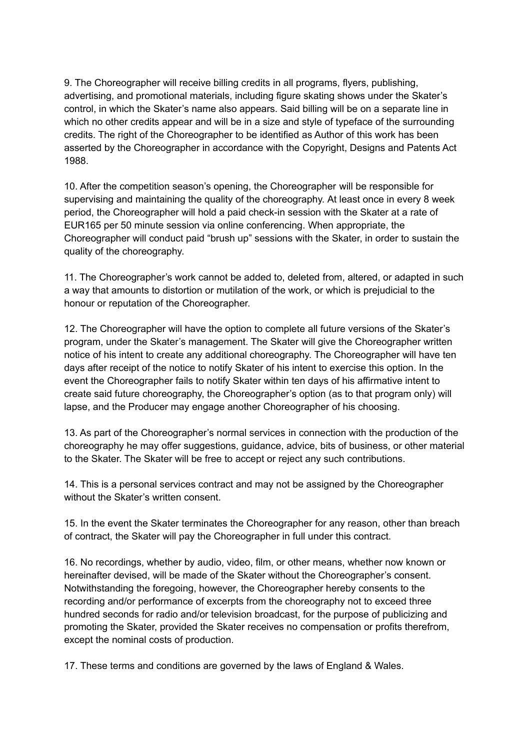9. The Choreographer will receive billing credits in all programs, flyers, publishing, advertising, and promotional materials, including figure skating shows under the Skater's control, in which the Skater's name also appears. Said billing will be on a separate line in which no other credits appear and will be in a size and style of typeface of the surrounding credits. The right of the Choreographer to be identified as Author of this work has been asserted by the Choreographer in accordance with the Copyright, Designs and Patents Act 1988.

10. After the competition season's opening, the Choreographer will be responsible for supervising and maintaining the quality of the choreography. At least once in every 8 week period, the Choreographer will hold a paid check-in session with the Skater at a rate of EUR165 per 50 minute session via online conferencing. When appropriate, the Choreographer will conduct paid "brush up" sessions with the Skater, in order to sustain the quality of the choreography.

11. The Choreographer's work cannot be added to, deleted from, altered, or adapted in such a way that amounts to distortion or mutilation of the work, or which is prejudicial to the honour or reputation of the Choreographer.

12. The Choreographer will have the option to complete all future versions of the Skater's program, under the Skater's management. The Skater will give the Choreographer written notice of his intent to create any additional choreography. The Choreographer will have ten days after receipt of the notice to notify Skater of his intent to exercise this option. In the event the Choreographer fails to notify Skater within ten days of his affirmative intent to create said future choreography, the Choreographer's option (as to that program only) will lapse, and the Producer may engage another Choreographer of his choosing.

13. As part of the Choreographer's normal services in connection with the production of the choreography he may offer suggestions, guidance, advice, bits of business, or other material to the Skater. The Skater will be free to accept or reject any such contributions.

14. This is a personal services contract and may not be assigned by the Choreographer without the Skater's written consent.

15. In the event the Skater terminates the Choreographer for any reason, other than breach of contract, the Skater will pay the Choreographer in full under this contract.

16. No recordings, whether by audio, video, film, or other means, whether now known or hereinafter devised, will be made of the Skater without the Choreographer's consent. Notwithstanding the foregoing, however, the Choreographer hereby consents to the recording and/or performance of excerpts from the choreography not to exceed three hundred seconds for radio and/or television broadcast, for the purpose of publicizing and promoting the Skater, provided the Skater receives no compensation or profits therefrom, except the nominal costs of production.

17. These terms and conditions are governed by the laws of England & Wales.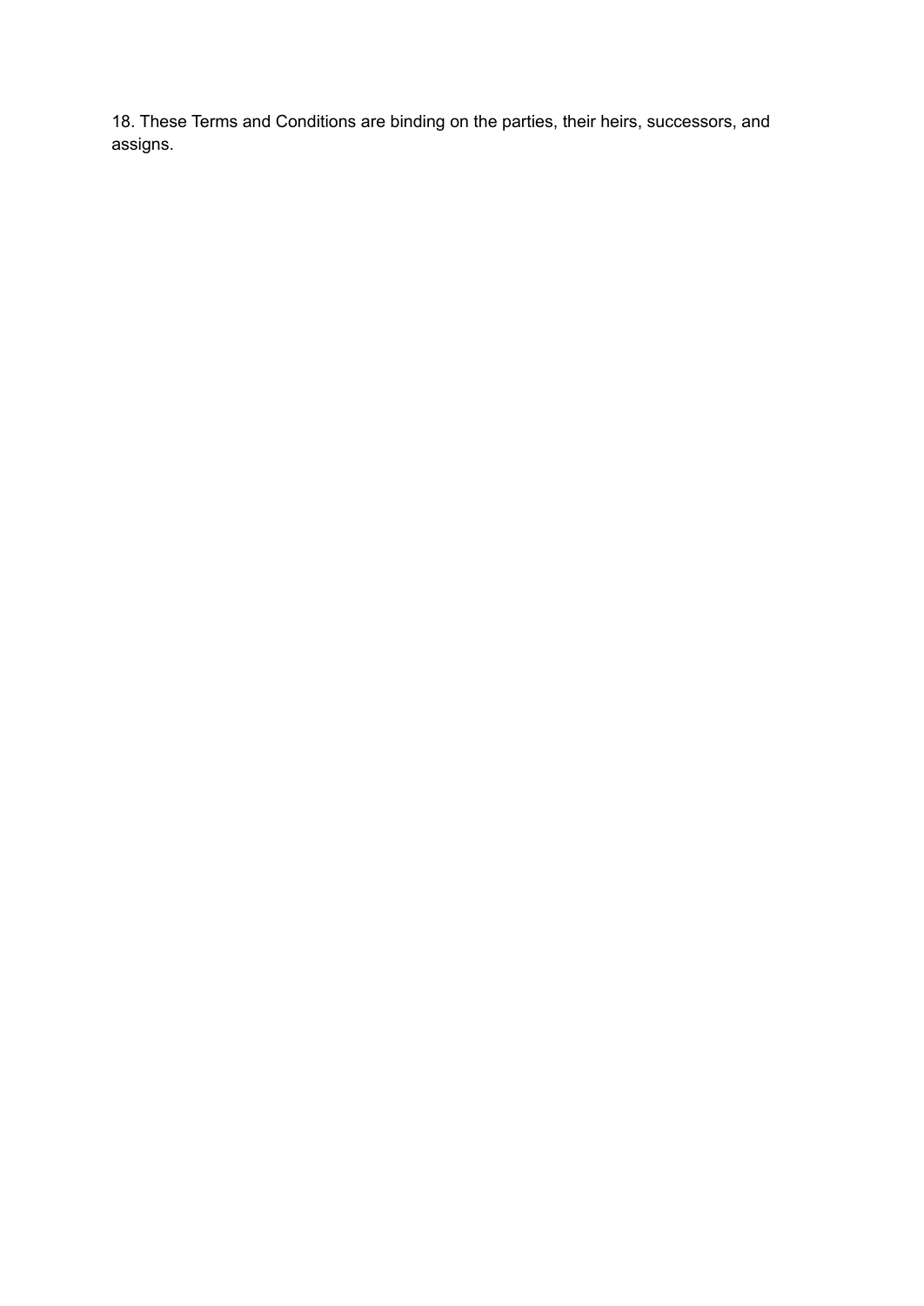18. These Terms and Conditions are binding on the parties, their heirs, successors, and assigns.